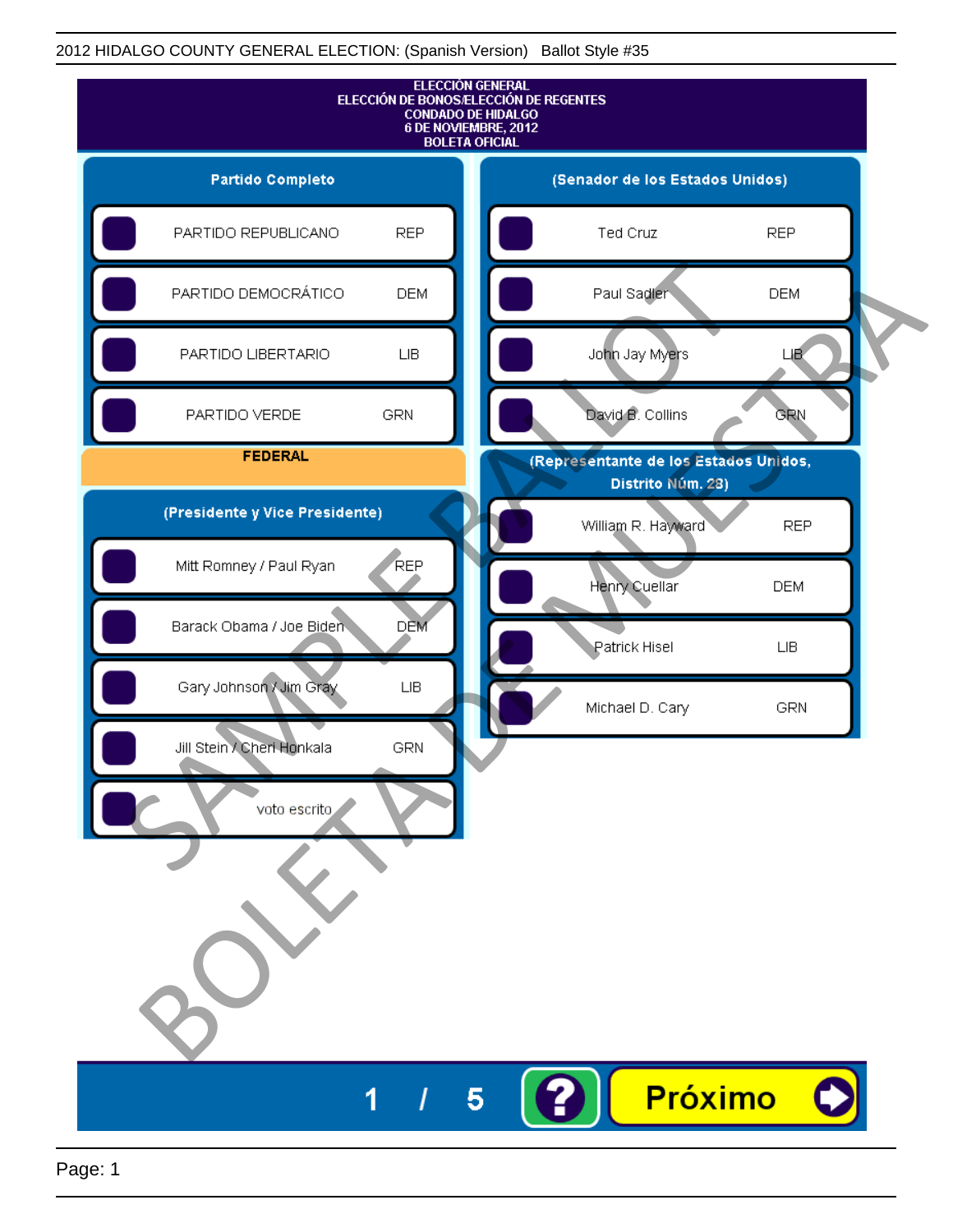2012 HIDALGO COUNTY GENERAL ELECTION: (Spanish Version) Ballot Style #35

# ELECCIÓN GENERAL
## ELECCIÓN DE BONOS/ELECCIÓN DE REGENTES
## CONDADO DE HIDALGO
## 6 DE NOVIEMBRE, 2012
## BOLETA OFICIAL

### Partido Completo

| Partido | |
|---|---|
| PARTIDO REPUBLICANO | REP |
| PARTIDO DEMOCRÁTICO | DEM |
| PARTIDO LIBERTARIO | LIB |
| PARTIDO VERDE | GRN |

### FEDERAL

### (Presidente y Vice Presidente)

| Candidato | Partido |
|---|---|
| Mitt Romney / Paul Ryan | REP |
| Barack Obama / Joe Biden | DEM |
| Gary Johnson / Jim Gray | LIB |
| Jill Stein / Cheri Honkala | GRN |
| voto escrito | |

### (Senador de los Estados Unidos)

| Candidato | Partido |
|---|---|
| Ted Cruz | REP |
| Paul Sadler | DEM |
| John Jay Myers | LIB |
| David B. Collins | GRN |

### (Representante de los Estados Unidos, Distrito Núm. 28)

| Candidato | Partido |
|---|---|
| William R. Hayward | REP |
| Henry Cuellar | DEM |
| Patrick Hisel | LIB |
| Michael D. Cary | GRN |

SAMPLE BALLOT

BOLETA DE MUESTRA

1 / 5

? Próximo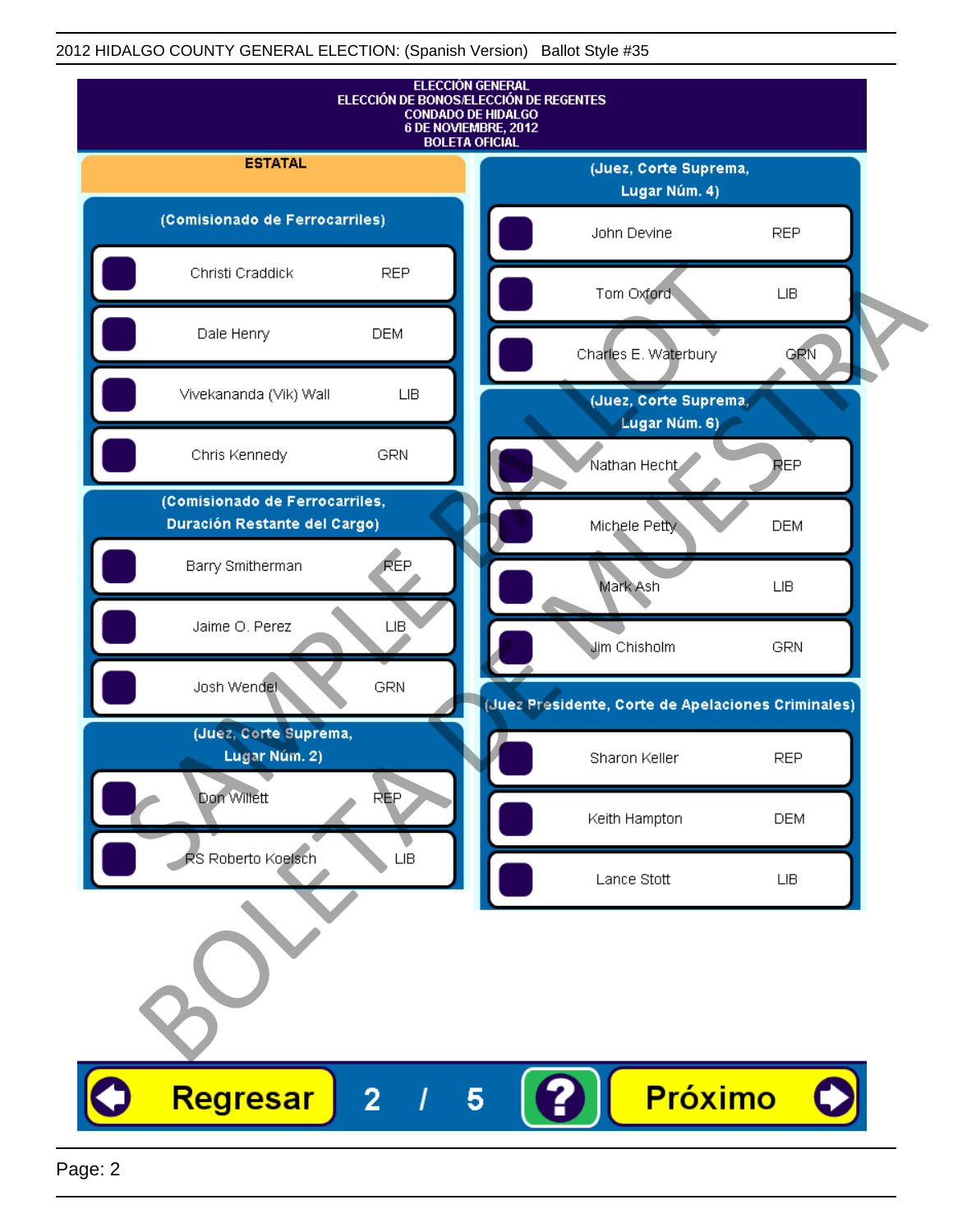# ELECCIÓN GENERAL
## ELECCIÓN DE BONOS/ELECCIÓN DE REGENTES
## CONDADO DE HIDALGO
## 6 DE NOVIEMBRE, 2012
## BOLETA OFICIAL

### ESTATAL

**(Comisionado de Ferrocarriles)**

| Candidato | Partido |
|---|---|
| Christi Craddick | REP |
| Dale Henry | DEM |
| Vivekananda (Vik) Wall | LIB |
| Chris Kennedy | GRN |

**(Comisionado de Ferrocarriles, Duración Restante del Cargo)**

| Candidato | Partido |
|---|---|
| Barry Smitherman | REP |
| Jaime O. Perez | LIB |
| Josh Wendel | GRN |

**(Juez, Corte Suprema, Lugar Núm. 2)**

| Candidato | Partido |
|---|---|
| Don Willett | REP |
| RS Roberto Koelsch | LIB |

**(Juez, Corte Suprema, Lugar Núm. 4)**

| Candidato | Partido |
|---|---|
| John Devine | REP |
| Tom Oxford | LIB |
| Charles E. Waterbury | GRN |

**(Juez, Corte Suprema, Lugar Núm. 6)**

| Candidato | Partido |
|---|---|
| Nathan Hecht | REP |
| Michele Petty | DEM |
| Mark Ash | LIB |
| Jim Chisholm | GRN |

**(Juez Presidente, Corte de Apelaciones Criminales)**

| Candidato | Partido |
|---|---|
| Sharon Keller | REP |
| Keith Hampton | DEM |
| Lance Stott | LIB |

SAMPLE BALLOT / BOLETA DE MUESTRA

Regresar | 2 / 5 | ? | Próximo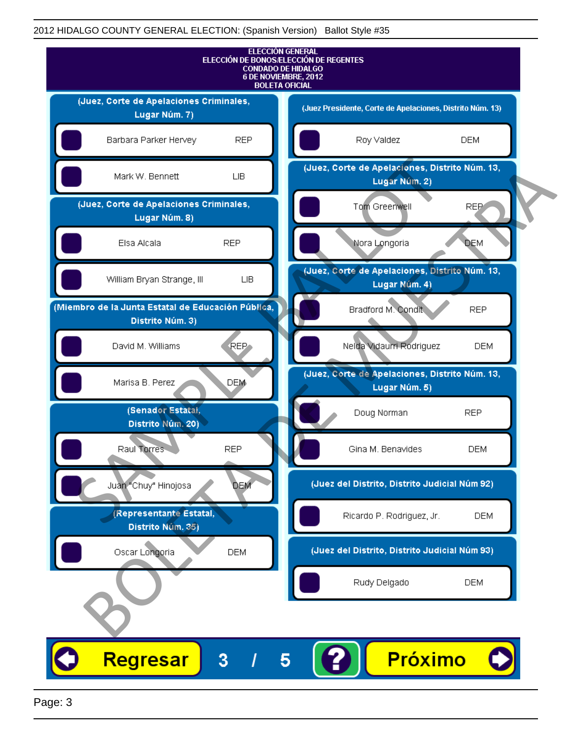2012 HIDALGO COUNTY GENERAL ELECTION: (Spanish Version)   Ballot Style #35

# ELECCIÓN GENERAL
## ELECCIÓN DE BONOS/ELECCIÓN DE REGENTES
## CONDADO DE HIDALGO
## 6 DE NOVIEMBRE, 2012
## BOLETA OFICIAL

SAMPLE BALLOT
BOLETA DE MUESTRA

**(Juez, Corte de Apelaciones Criminales, Lugar Núm. 7)**

- Barbara Parker Hervey — REP
- Mark W. Bennett — LIB

**(Juez, Corte de Apelaciones Criminales, Lugar Núm. 8)**

- Elsa Alcala — REP
- William Bryan Strange, III — LIB

**(Miembro de la Junta Estatal de Educación Pública, Distrito Núm. 3)**

- David M. Williams — REP
- Marisa B. Perez — DEM

**(Senador Estatal, Distrito Núm. 20)**

- Raul Torres — REP
- Juan "Chuy" Hinojosa — DEM

**(Representante Estatal, Distrito Núm. 35)**

- Oscar Longoria — DEM

**(Juez Presidente, Corte de Apelaciones, Distrito Núm. 13)**

- Roy Valdez — DEM

**(Juez, Corte de Apelaciones, Distrito Núm. 13, Lugar Núm. 2)**

- Tom Greenwell — REP
- Nora Longoria — DEM

**(Juez, Corte de Apelaciones, Distrito Núm. 13, Lugar Núm. 4)**

- Bradford M. Condit — REP
- Nelda Vidaurri Rodriguez — DEM

**(Juez, Corte de Apelaciones, Distrito Núm. 13, Lugar Núm. 5)**

- Doug Norman — REP
- Gina M. Benavides — DEM

**(Juez del Distrito, Distrito Judicial Núm 92)**

- Ricardo P. Rodriguez, Jr. — DEM

**(Juez del Distrito, Distrito Judicial Núm 93)**

- Rudy Delgado — DEM

Regresar   3 / 5   ?   Próximo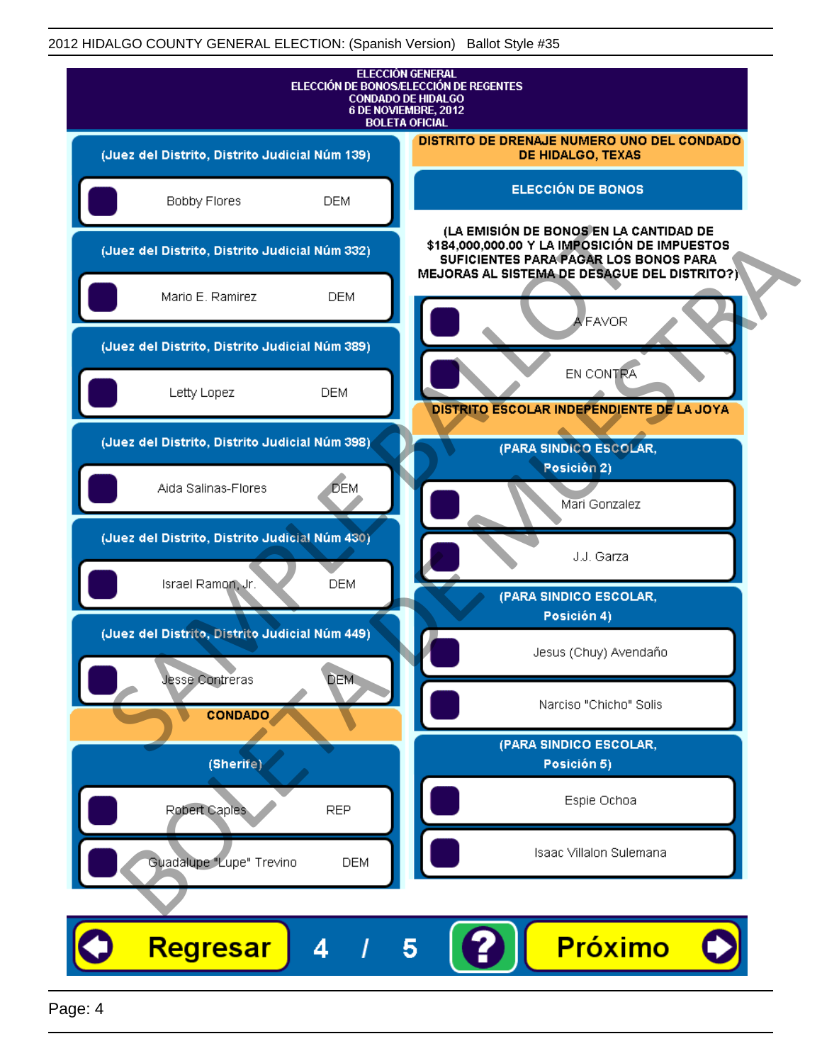ELECCIÓN GENERAL
ELECCIÓN DE BONOS/ELECCIÓN DE REGENTES
CONDADO DE HIDALGO
6 DE NOVIEMBRE, 2012
BOLETA OFICIAL

**(Juez del Distrito, Distrito Judicial Núm 139)**

- Bobby Flores — DEM

**(Juez del Distrito, Distrito Judicial Núm 332)**

- Mario E. Ramirez — DEM

**(Juez del Distrito, Distrito Judicial Núm 389)**

- Letty Lopez — DEM

**(Juez del Distrito, Distrito Judicial Núm 398)**

- Aida Salinas-Flores — DEM

**(Juez del Distrito, Distrito Judicial Núm 430)**

- Israel Ramon, Jr. — DEM

**(Juez del Distrito, Distrito Judicial Núm 449)**

- Jesse Contreras — DEM

**CONDADO**

**(Sherife)**

- Robert Caples — REP
- Guadalupe "Lupe" Trevino — DEM

**DISTRITO DE DRENAJE NUMERO UNO DEL CONDADO DE HIDALGO, TEXAS**

**ELECCIÓN DE BONOS**

**(LA EMISIÓN DE BONOS EN LA CANTIDAD DE $184,000,000.00 Y LA IMPOSICIÓN DE IMPUESTOS SUFICIENTES PARA PAGAR LOS BONOS PARA MEJORAS AL SISTEMA DE DESAGUE DEL DISTRITO?)**

- A FAVOR
- EN CONTRA

**DISTRITO ESCOLAR INDEPENDIENTE DE LA JOYA**

**(PARA SINDICO ESCOLAR, Posición 2)**

- Mari Gonzalez
- J.J. Garza

**(PARA SINDICO ESCOLAR, Posición 4)**

- Jesus (Chuy) Avendaño
- Narciso "Chicho" Solis

**(PARA SINDICO ESCOLAR, Posición 5)**

- Espie Ochoa
- Isaac Villalon Sulemana

Regresar 4 / 5 ? Próximo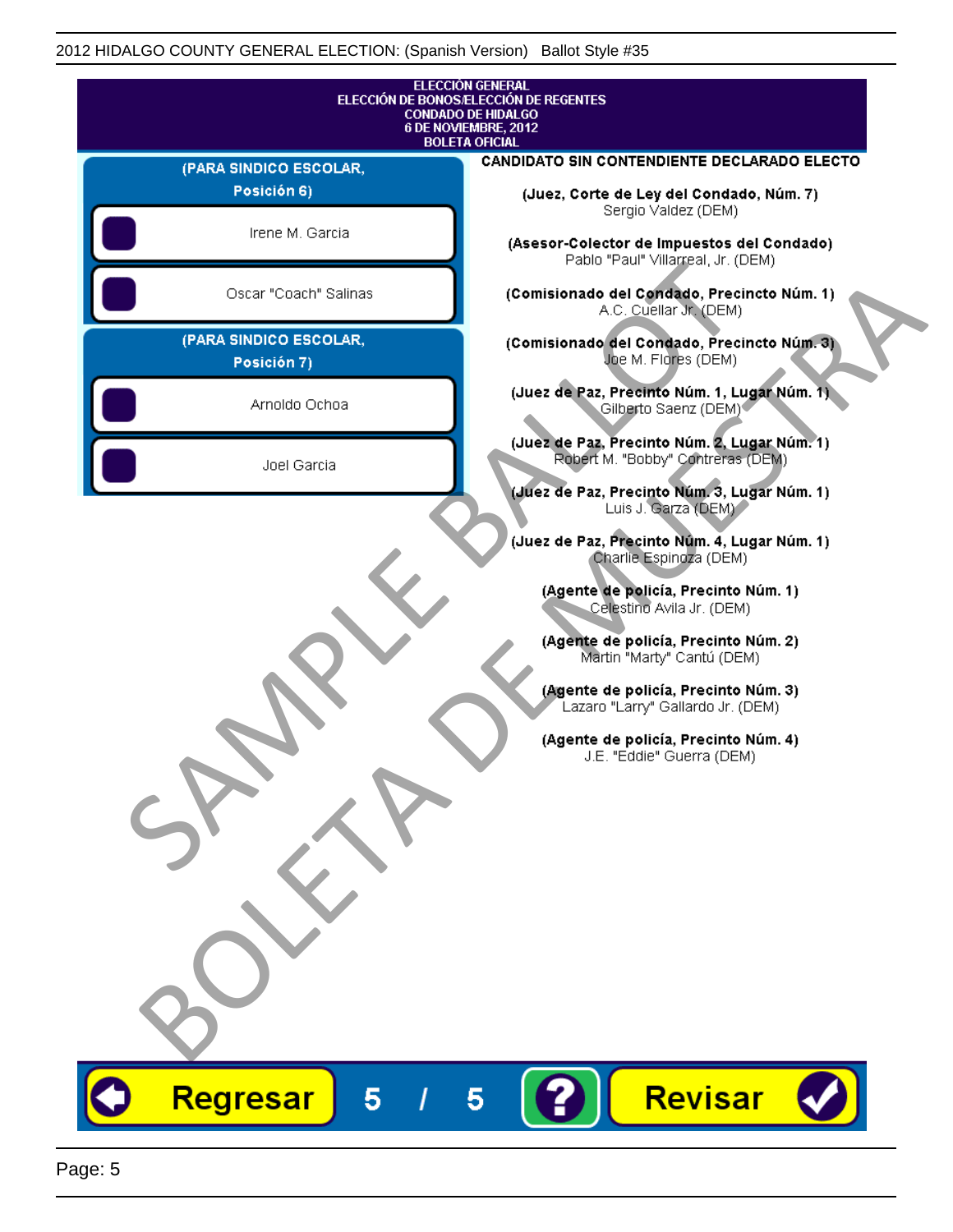ELECCIÓN GENERAL
ELECCIÓN DE BONOS/ELECCIÓN DE REGENTES
CONDADO DE HIDALGO
6 DE NOVIEMBRE, 2012
BOLETA OFICIAL

**(PARA SINDICO ESCOLAR, Posición 6)**

- Irene M. Garcia
- Oscar "Coach" Salinas

**(PARA SINDICO ESCOLAR, Posición 7)**

- Arnoldo Ochoa
- Joel Garcia

**CANDIDATO SIN CONTENDIENTE DECLARADO ELECTO**

**(Juez, Corte de Ley del Condado, Núm. 7)**
Sergio Valdez (DEM)

**(Asesor-Colector de Impuestos del Condado)**
Pablo "Paul" Villarreal, Jr. (DEM)

**(Comisionado del Condado, Precincto Núm. 1)**
A.C. Cuellar Jr. (DEM)

**(Comisionado del Condado, Precincto Núm. 3)**
Joe M. Flores (DEM)

**(Juez de Paz, Precinto Núm. 1, Lugar Núm. 1)**
Gilberto Saenz (DEM)

**(Juez de Paz, Precinto Núm. 2, Lugar Núm. 1)**
Robert M. "Bobby" Contreras (DEM)

**(Juez de Paz, Precinto Núm. 3, Lugar Núm. 1)**
Luis J. Garza (DEM)

**(Juez de Paz, Precinto Núm. 4, Lugar Núm. 1)**
Charlie Espinoza (DEM)

**(Agente de policía, Precinto Núm. 1)**
Celestino Avila Jr. (DEM)

**(Agente de policía, Precinto Núm. 2)**
Martin "Marty" Cantú (DEM)

**(Agente de policía, Precinto Núm. 3)**
Lazaro "Larry" Gallardo Jr. (DEM)

**(Agente de policía, Precinto Núm. 4)**
J.E. "Eddie" Guerra (DEM)

SAMPLE BALLOT
BOLETA DE MUESTRA

Regresar | 5 / 5 | ? | Revisar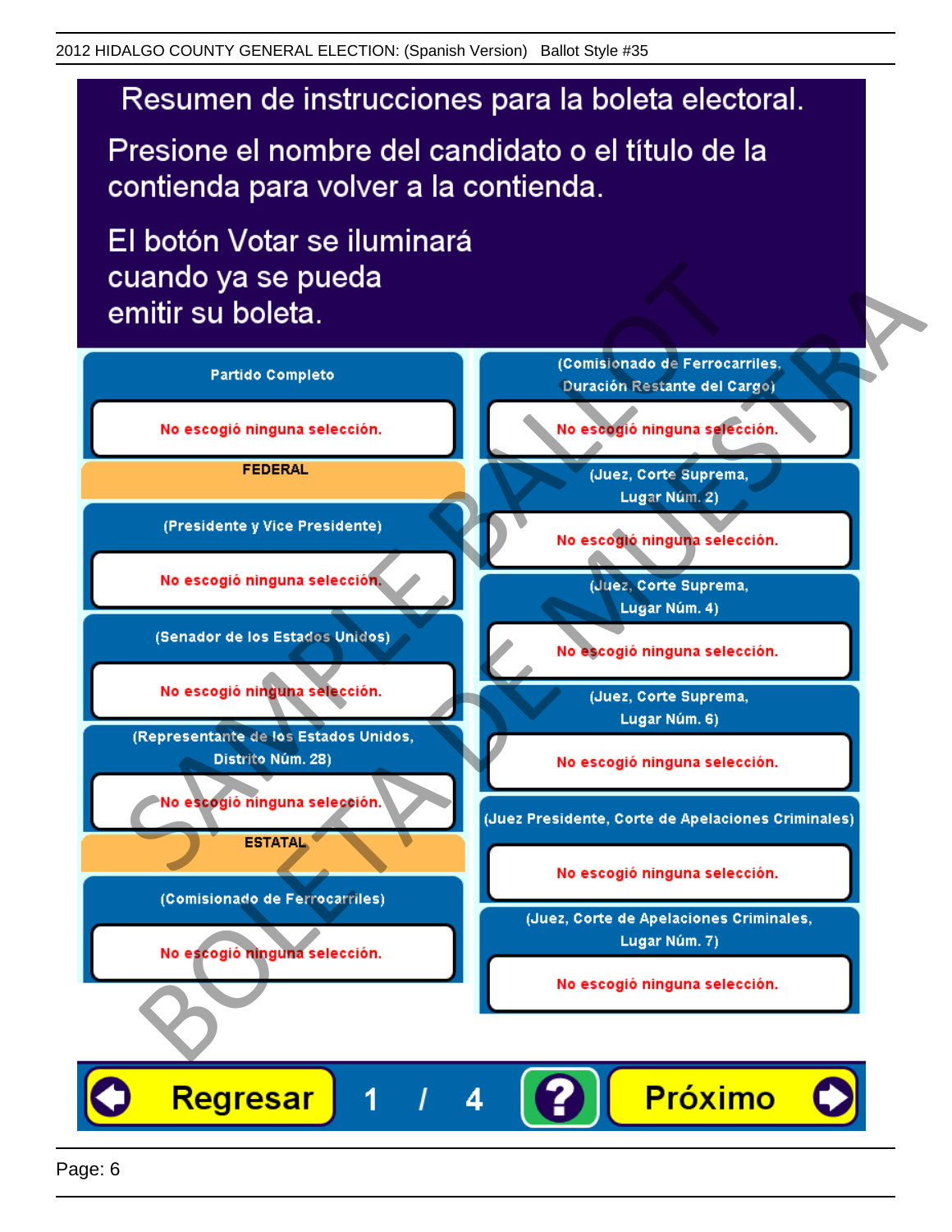# Resumen de instrucciones para la boleta electoral.

Presione el nombre del candidato o el título de la contienda para volver a la contienda.

El botón Votar se iluminará cuando ya se pueda emitir su boleta.

**Partido Completo**

No escogió ninguna selección.

**FEDERAL**

**(Presidente y Vice Presidente)**

No escogió ninguna selección.

**(Senador de los Estados Unidos)**

No escogió ninguna selección.

**(Representante de los Estados Unidos, Distrito Núm. 28)**

No escogió ninguna selección.

**ESTATAL**

**(Comisionado de Ferrocarriles)**

No escogió ninguna selección.

**(Comisionado de Ferrocarriles, Duración Restante del Cargo)**

No escogió ninguna selección.

**(Juez, Corte Suprema, Lugar Núm. 2)**

No escogió ninguna selección.

**(Juez, Corte Suprema, Lugar Núm. 4)**

No escogió ninguna selección.

**(Juez, Corte Suprema, Lugar Núm. 6)**

No escogió ninguna selección.

**(Juez Presidente, Corte de Apelaciones Criminales)**

No escogió ninguna selección.

**(Juez, Corte de Apelaciones Criminales, Lugar Núm. 7)**

No escogió ninguna selección.

Regresar 1 / 4 ? Próximo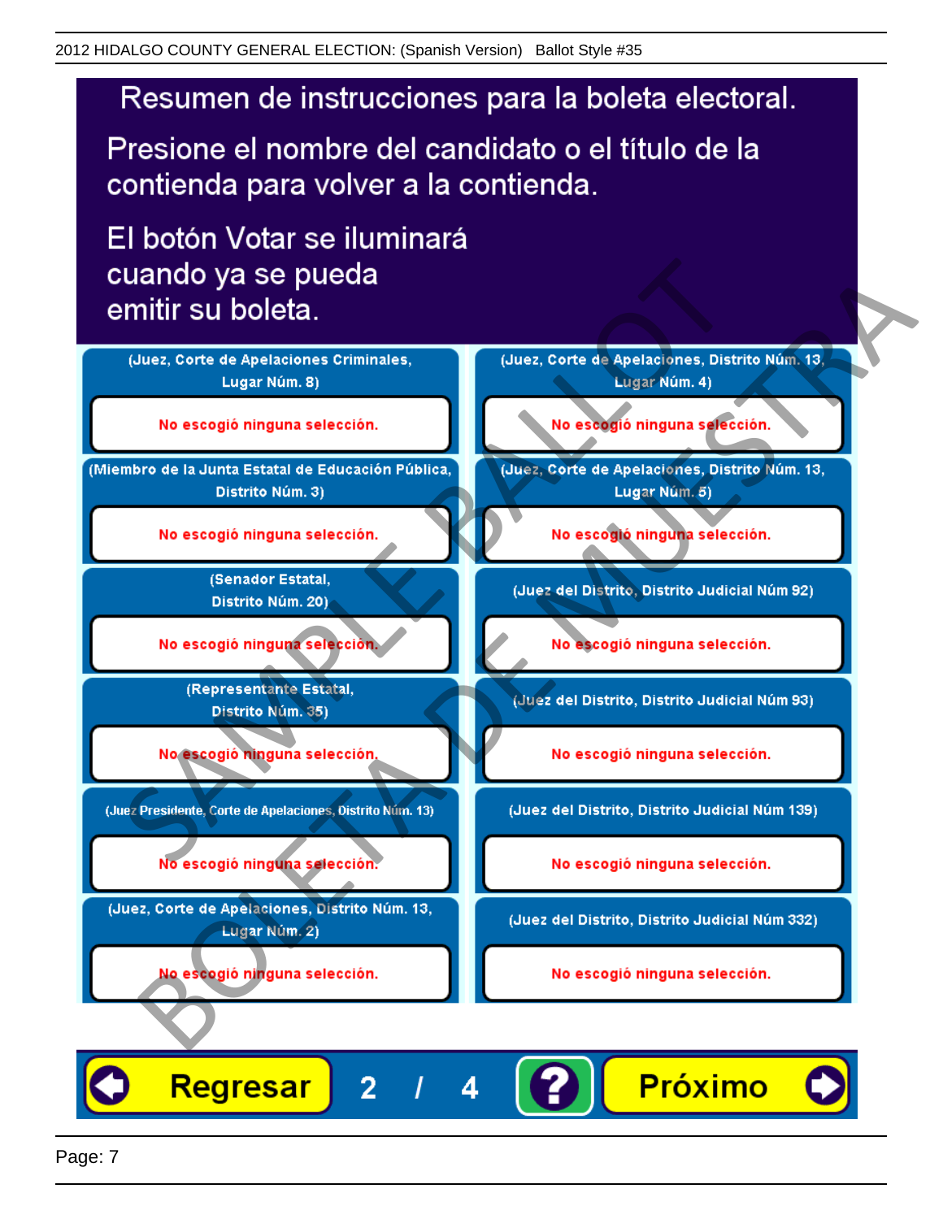# Resumen de instrucciones para la boleta electoral.

Presione el nombre del candidato o el título de la contienda para volver a la contienda.

El botón Votar se iluminará cuando ya se pueda emitir su boleta.

(Juez, Corte de Apelaciones Criminales, Lugar Núm. 8)

No escogió ninguna selección.

(Miembro de la Junta Estatal de Educación Pública, Distrito Núm. 3)

No escogió ninguna selección.

(Senador Estatal, Distrito Núm. 20)

No escogió ninguna selección.

(Representante Estatal, Distrito Núm. 35)

No escogió ninguna selección.

(Juez Presidente, Corte de Apelaciones, Distrito Núm. 13)

No escogió ninguna selección.

(Juez, Corte de Apelaciones, Distrito Núm. 13, Lugar Núm. 2)

No escogió ninguna selección.

(Juez, Corte de Apelaciones, Distrito Núm. 13, Lugar Núm. 4)

No escogió ninguna selección.

(Juez, Corte de Apelaciones, Distrito Núm. 13, Lugar Núm. 5)

No escogió ninguna selección.

(Juez del Distrito, Distrito Judicial Núm 92)

No escogió ninguna selección.

(Juez del Distrito, Distrito Judicial Núm 93)

No escogió ninguna selección.

(Juez del Distrito, Distrito Judicial Núm 139)

No escogió ninguna selección.

(Juez del Distrito, Distrito Judicial Núm 332)

No escogió ninguna selección.

Regresar 2 / 4 ? Próximo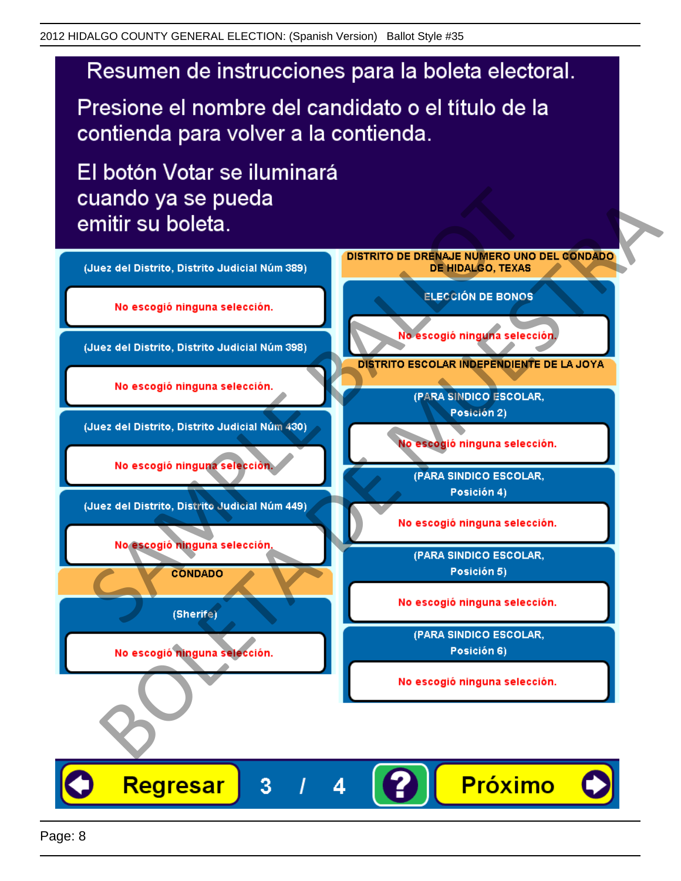2012 HIDALGO COUNTY GENERAL ELECTION: (Spanish Version) Ballot Style #35

# Resumen de instrucciones para la boleta electoral.

Presione el nombre del candidato o el título de la contienda para volver a la contienda.

El botón Votar se iluminará cuando ya se pueda emitir su boleta.

**(Juez del Distrito, Distrito Judicial Núm 389)**

No escogió ninguna selección.

**(Juez del Distrito, Distrito Judicial Núm 398)**

No escogió ninguna selección.

**(Juez del Distrito, Distrito Judicial Núm 430)**

No escogió ninguna selección.

**(Juez del Distrito, Distrito Judicial Núm 449)**

No escogió ninguna selección.

**CONDADO**

**(Sherife)**

No escogió ninguna selección.

**DISTRITO DE DRENAJE NUMERO UNO DEL CONDADO DE HIDALGO, TEXAS**

**ELECCIÓN DE BONOS**

No escogió ninguna selección.

**DISTRITO ESCOLAR INDEPENDIENTE DE LA JOYA**

**(PARA SINDICO ESCOLAR, Posición 2)**

No escogió ninguna selección.

**(PARA SINDICO ESCOLAR, Posición 4)**

No escogió ninguna selección.

**(PARA SINDICO ESCOLAR, Posición 5)**

No escogió ninguna selección.

**(PARA SINDICO ESCOLAR, Posición 6)**

No escogió ninguna selección.

Regresar 3 / 4 ? Próximo

SAMPLE BALLOT BOLETA DE MUESTRA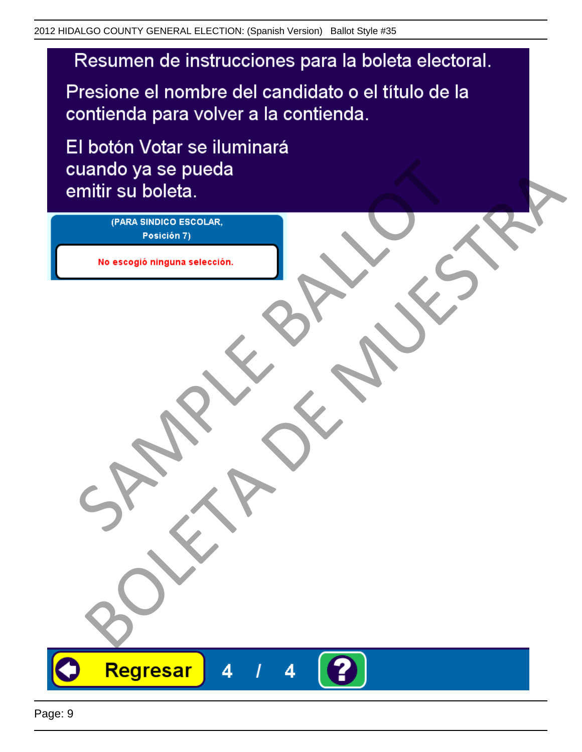# Resumen de instrucciones para la boleta electoral.

Presione el nombre del candidato o el título de la contienda para volver a la contienda.

El botón Votar se iluminará cuando ya se pueda emitir su boleta.

**(PARA SINDICO ESCOLAR, Posición 7)**

No escogió ninguna selección.

SAMPLE BALLOT
BOLETA DE MUESTRA

Regresar

4 / 4

?